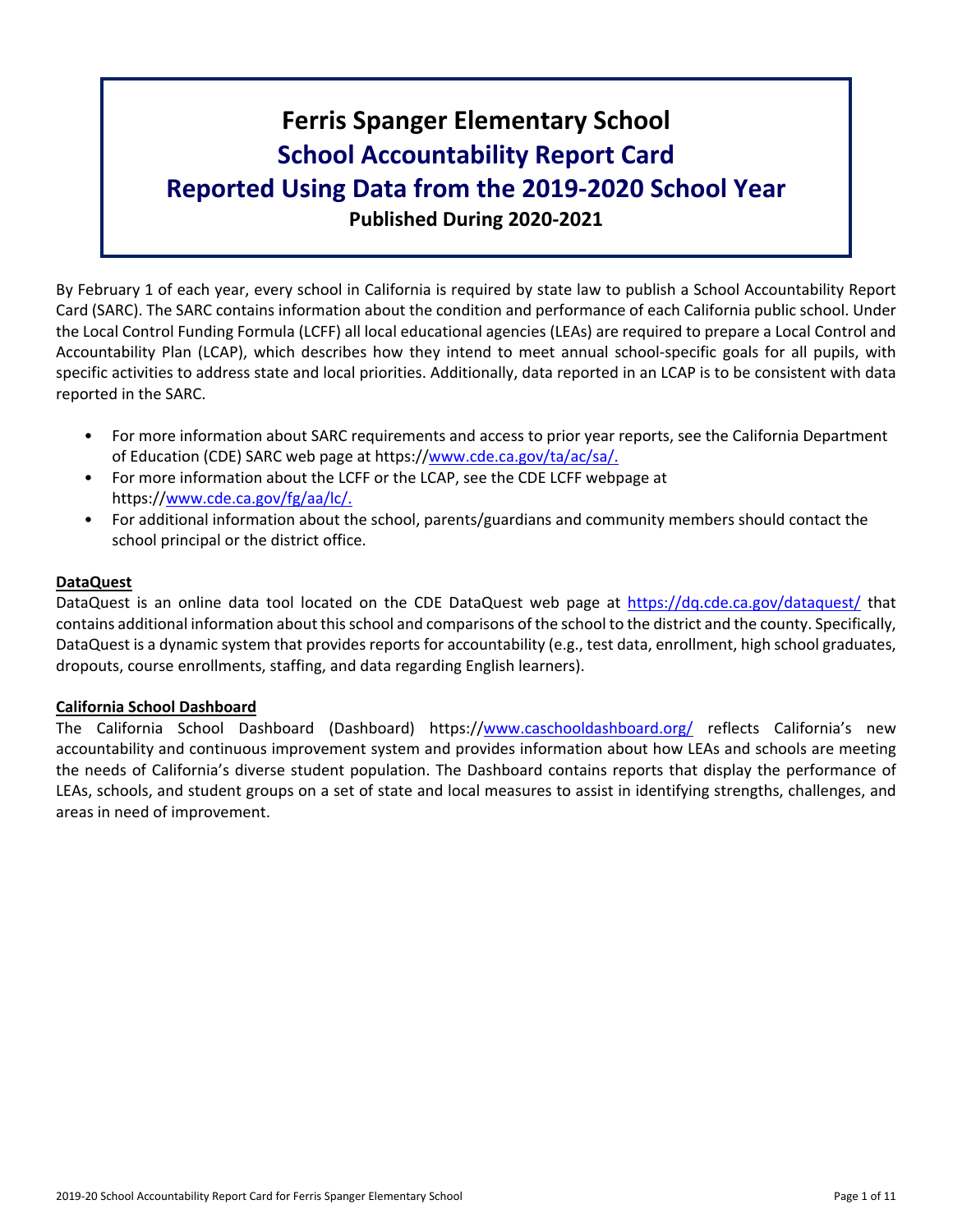# Ferris Spanger Elementary School
## School Accountability Report Card
## Reported Using Data from the 2019-2020 School Year
### Published During 2020-2021

By February 1 of each year, every school in California is required by state law to publish a School Accountability Report Card (SARC). The SARC contains information about the condition and performance of each California public school. Under the Local Control Funding Formula (LCFF) all local educational agencies (LEAs) are required to prepare a Local Control and Accountability Plan (LCAP), which describes how they intend to meet annual school-specific goals for all pupils, with specific activities to address state and local priorities. Additionally, data reported in an LCAP is to be consistent with data reported in the SARC.

- For more information about SARC requirements and access to prior year reports, see the California Department of Education (CDE) SARC web page at https://www.cde.ca.gov/ta/ac/sa/.
- For more information about the LCFF or the LCAP, see the CDE LCFF webpage at https://www.cde.ca.gov/fg/aa/lc/.
- For additional information about the school, parents/guardians and community members should contact the school principal or the district office.

**DataQuest**

DataQuest is an online data tool located on the CDE DataQuest web page at https://dq.cde.ca.gov/dataquest/ that contains additional information about this school and comparisons of the school to the district and the county. Specifically, DataQuest is a dynamic system that provides reports for accountability (e.g., test data, enrollment, high school graduates, dropouts, course enrollments, staffing, and data regarding English learners).

**California School Dashboard**

The California School Dashboard (Dashboard) https://www.caschooldashboard.org/ reflects California's new accountability and continuous improvement system and provides information about how LEAs and schools are meeting the needs of California's diverse student population. The Dashboard contains reports that display the performance of LEAs, schools, and student groups on a set of state and local measures to assist in identifying strengths, challenges, and areas in need of improvement.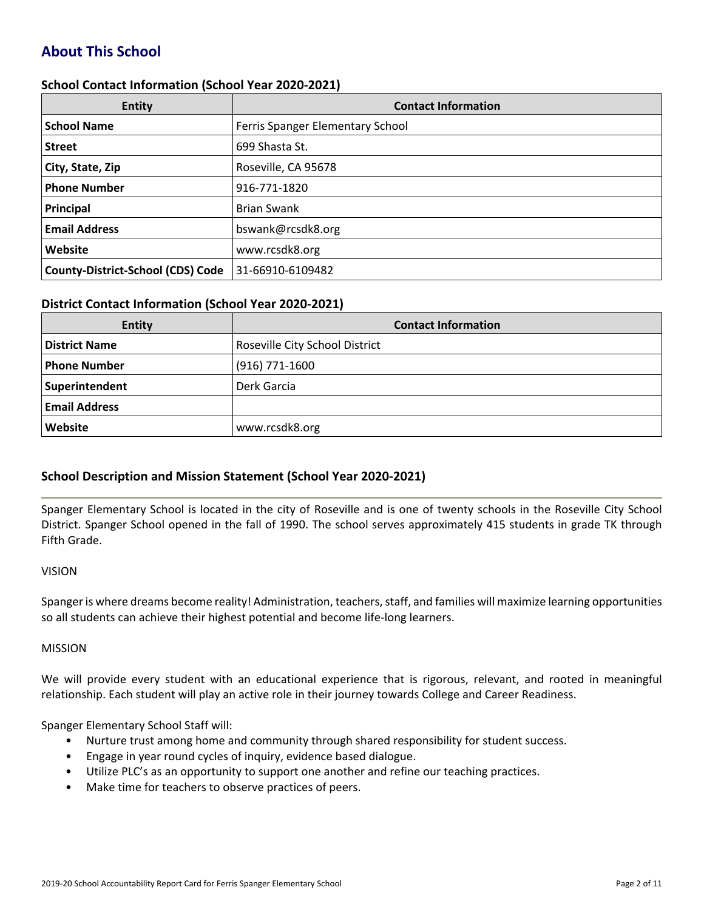## About This School

### School Contact Information (School Year 2020-2021)

| Entity | Contact Information |
|---|---|
| **School Name** | Ferris Spanger Elementary School |
| **Street** | 699 Shasta St. |
| **City, State, Zip** | Roseville, CA 95678 |
| **Phone Number** | 916-771-1820 |
| **Principal** | Brian Swank |
| **Email Address** | bswank@rcsdk8.org |
| **Website** | www.rcsdk8.org |
| **County-District-School (CDS) Code** | 31-66910-6109482 |

### District Contact Information (School Year 2020-2021)

| Entity | Contact Information |
|---|---|
| **District Name** | Roseville City School District |
| **Phone Number** | (916) 771-1600 |
| **Superintendent** | Derk Garcia |
| **Email Address** | |
| **Website** | www.rcsdk8.org |

### School Description and Mission Statement (School Year 2020-2021)

Spanger Elementary School is located in the city of Roseville and is one of twenty schools in the Roseville City School District. Spanger School opened in the fall of 1990. The school serves approximately 415 students in grade TK through Fifth Grade.

VISION

Spanger is where dreams become reality! Administration, teachers, staff, and families will maximize learning opportunities so all students can achieve their highest potential and become life-long learners.

MISSION

We will provide every student with an educational experience that is rigorous, relevant, and rooted in meaningful relationship. Each student will play an active role in their journey towards College and Career Readiness.

Spanger Elementary School Staff will:

- Nurture trust among home and community through shared responsibility for student success.
- Engage in year round cycles of inquiry, evidence based dialogue.
- Utilize PLC's as an opportunity to support one another and refine our teaching practices.
- Make time for teachers to observe practices of peers.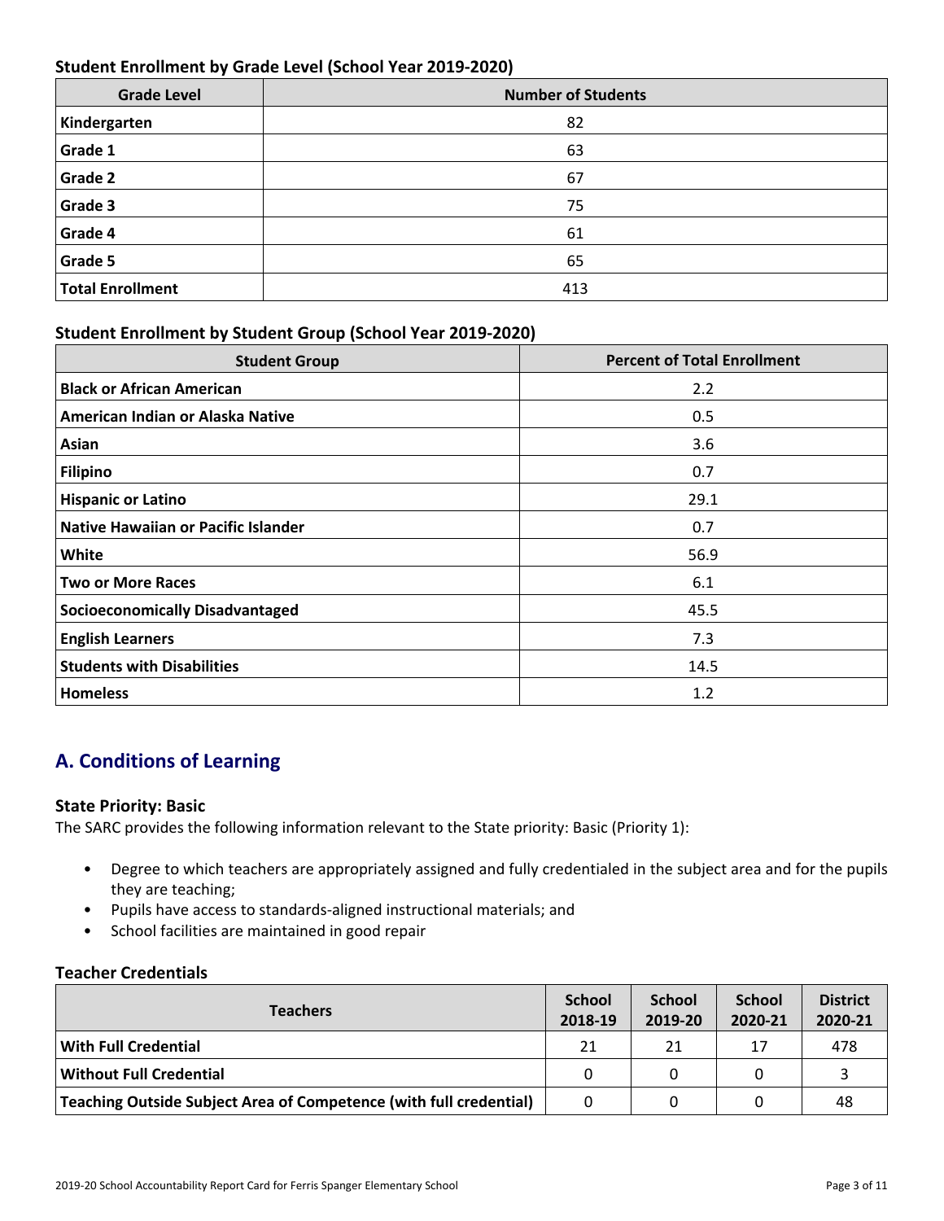### Student Enrollment by Grade Level (School Year 2019-2020)

| Grade Level | Number of Students |
|---|---|
| Kindergarten | 82 |
| Grade 1 | 63 |
| Grade 2 | 67 |
| Grade 3 | 75 |
| Grade 4 | 61 |
| Grade 5 | 65 |
| Total Enrollment | 413 |

### Student Enrollment by Student Group (School Year 2019-2020)

| Student Group | Percent of Total Enrollment |
|---|---|
| Black or African American | 2.2 |
| American Indian or Alaska Native | 0.5 |
| Asian | 3.6 |
| Filipino | 0.7 |
| Hispanic or Latino | 29.1 |
| Native Hawaiian or Pacific Islander | 0.7 |
| White | 56.9 |
| Two or More Races | 6.1 |
| Socioeconomically Disadvantaged | 45.5 |
| English Learners | 7.3 |
| Students with Disabilities | 14.5 |
| Homeless | 1.2 |

## A. Conditions of Learning

### State Priority: Basic

The SARC provides the following information relevant to the State priority: Basic (Priority 1):

- Degree to which teachers are appropriately assigned and fully credentialed in the subject area and for the pupils they are teaching;
- Pupils have access to standards-aligned instructional materials; and
- School facilities are maintained in good repair

### Teacher Credentials

| Teachers | School 2018-19 | School 2019-20 | School 2020-21 | District 2020-21 |
|---|---|---|---|---|
| With Full Credential | 21 | 21 | 17 | 478 |
| Without Full Credential | 0 | 0 | 0 | 3 |
| Teaching Outside Subject Area of Competence (with full credential) | 0 | 0 | 0 | 48 |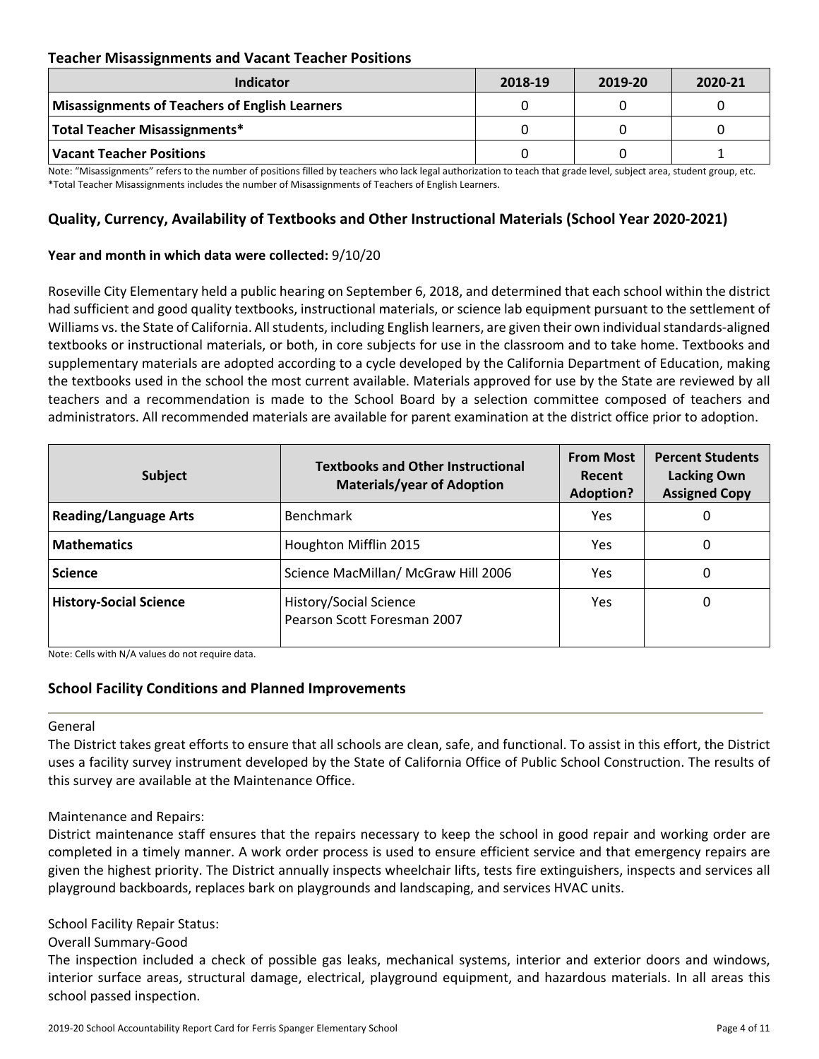## Teacher Misassignments and Vacant Teacher Positions

| Indicator | 2018-19 | 2019-20 | 2020-21 |
|---|---|---|---|
| **Misassignments of Teachers of English Learners** | 0 | 0 | 0 |
| **Total Teacher Misassignments*** | 0 | 0 | 0 |
| **Vacant Teacher Positions** | 0 | 0 | 1 |

Note: "Misassignments" refers to the number of positions filled by teachers who lack legal authorization to teach that grade level, subject area, student group, etc.
*Total Teacher Misassignments includes the number of Misassignments of Teachers of English Learners.

## Quality, Currency, Availability of Textbooks and Other Instructional Materials (School Year 2020-2021)

**Year and month in which data were collected:** 9/10/20

Roseville City Elementary held a public hearing on September 6, 2018, and determined that each school within the district had sufficient and good quality textbooks, instructional materials, or science lab equipment pursuant to the settlement of Williams vs. the State of California. All students, including English learners, are given their own individual standards-aligned textbooks or instructional materials, or both, in core subjects for use in the classroom and to take home. Textbooks and supplementary materials are adopted according to a cycle developed by the California Department of Education, making the textbooks used in the school the most current available. Materials approved for use by the State are reviewed by all teachers and a recommendation is made to the School Board by a selection committee composed of teachers and administrators. All recommended materials are available for parent examination at the district office prior to adoption.

| Subject | Textbooks and Other Instructional Materials/year of Adoption | From Most Recent Adoption? | Percent Students Lacking Own Assigned Copy |
|---|---|---|---|
| **Reading/Language Arts** | Benchmark | Yes | 0 |
| **Mathematics** | Houghton Mifflin 2015 | Yes | 0 |
| **Science** | Science MacMillan/ McGraw Hill 2006 | Yes | 0 |
| **History-Social Science** | History/Social Science Pearson Scott Foresman 2007 | Yes | 0 |

Note: Cells with N/A values do not require data.

## School Facility Conditions and Planned Improvements

General
The District takes great efforts to ensure that all schools are clean, safe, and functional. To assist in this effort, the District uses a facility survey instrument developed by the State of California Office of Public School Construction. The results of this survey are available at the Maintenance Office.

Maintenance and Repairs:
District maintenance staff ensures that the repairs necessary to keep the school in good repair and working order are completed in a timely manner. A work order process is used to ensure efficient service and that emergency repairs are given the highest priority. The District annually inspects wheelchair lifts, tests fire extinguishers, inspects and services all playground backboards, replaces bark on playgrounds and landscaping, and services HVAC units.

School Facility Repair Status:
Overall Summary-Good
The inspection included a check of possible gas leaks, mechanical systems, interior and exterior doors and windows, interior surface areas, structural damage, electrical, playground equipment, and hazardous materials. In all areas this school passed inspection.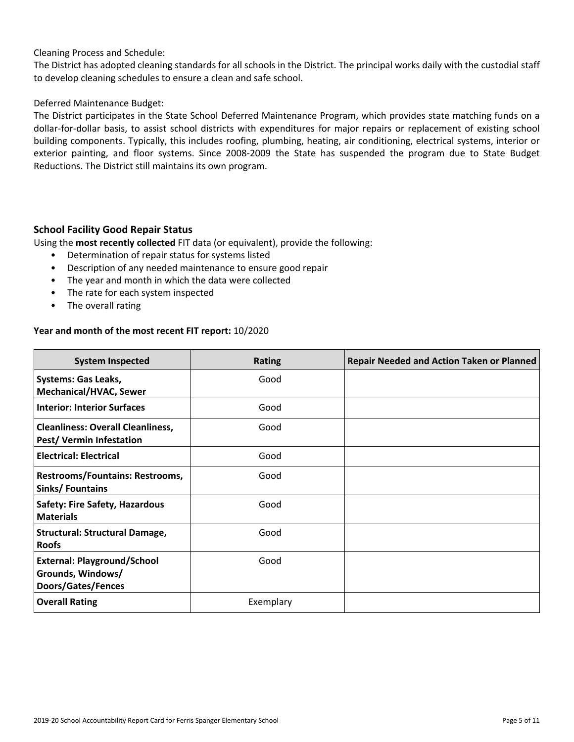Cleaning Process and Schedule:
The District has adopted cleaning standards for all schools in the District. The principal works daily with the custodial staff to develop cleaning schedules to ensure a clean and safe school.

Deferred Maintenance Budget:
The District participates in the State School Deferred Maintenance Program, which provides state matching funds on a dollar-for-dollar basis, to assist school districts with expenditures for major repairs or replacement of existing school building components. Typically, this includes roofing, plumbing, heating, air conditioning, electrical systems, interior or exterior painting, and floor systems. Since 2008-2009 the State has suspended the program due to State Budget Reductions. The District still maintains its own program.

## School Facility Good Repair Status

Using the **most recently collected** FIT data (or equivalent), provide the following:

- Determination of repair status for systems listed
- Description of any needed maintenance to ensure good repair
- The year and month in which the data were collected
- The rate for each system inspected
- The overall rating

**Year and month of the most recent FIT report:** 10/2020

| System Inspected | Rating | Repair Needed and Action Taken or Planned |
|---|---|---|
| **Systems: Gas Leaks, Mechanical/HVAC, Sewer** | Good | |
| **Interior: Interior Surfaces** | Good | |
| **Cleanliness: Overall Cleanliness, Pest/ Vermin Infestation** | Good | |
| **Electrical: Electrical** | Good | |
| **Restrooms/Fountains: Restrooms, Sinks/ Fountains** | Good | |
| **Safety: Fire Safety, Hazardous Materials** | Good | |
| **Structural: Structural Damage, Roofs** | Good | |
| **External: Playground/School Grounds, Windows/ Doors/Gates/Fences** | Good | |
| **Overall Rating** | Exemplary | |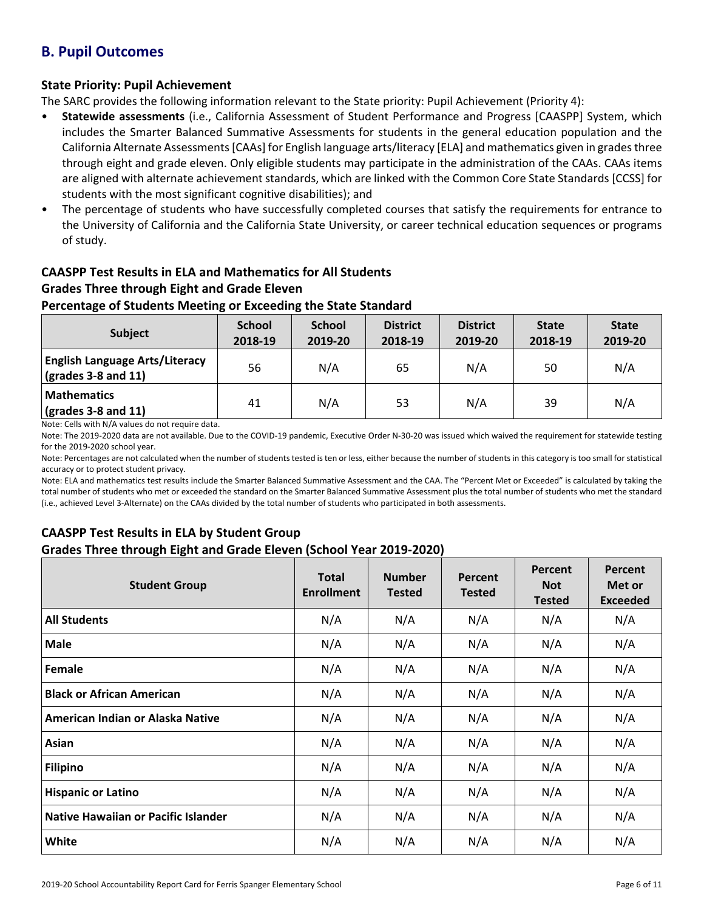## B. Pupil Outcomes

### State Priority: Pupil Achievement

The SARC provides the following information relevant to the State priority: Pupil Achievement (Priority 4):

- **Statewide assessments** (i.e., California Assessment of Student Performance and Progress [CAASPP] System, which includes the Smarter Balanced Summative Assessments for students in the general education population and the California Alternate Assessments [CAAs] for English language arts/literacy [ELA] and mathematics given in grades three through eight and grade eleven. Only eligible students may participate in the administration of the CAAs. CAAs items are aligned with alternate achievement standards, which are linked with the Common Core State Standards [CCSS] for students with the most significant cognitive disabilities); and
- The percentage of students who have successfully completed courses that satisfy the requirements for entrance to the University of California and the California State University, or career technical education sequences or programs of study.

### CAASPP Test Results in ELA and Mathematics for All Students
### Grades Three through Eight and Grade Eleven
### Percentage of Students Meeting or Exceeding the State Standard

| Subject | School 2018-19 | School 2019-20 | District 2018-19 | District 2019-20 | State 2018-19 | State 2019-20 |
|---|---|---|---|---|---|---|
| **English Language Arts/Literacy (grades 3-8 and 11)** | 56 | N/A | 65 | N/A | 50 | N/A |
| **Mathematics (grades 3-8 and 11)** | 41 | N/A | 53 | N/A | 39 | N/A |

Note: Cells with N/A values do not require data.

Note: The 2019-2020 data are not available. Due to the COVID-19 pandemic, Executive Order N-30-20 was issued which waived the requirement for statewide testing for the 2019-2020 school year.

Note: Percentages are not calculated when the number of students tested is ten or less, either because the number of students in this category is too small for statistical accuracy or to protect student privacy.

Note: ELA and mathematics test results include the Smarter Balanced Summative Assessment and the CAA. The "Percent Met or Exceeded" is calculated by taking the total number of students who met or exceeded the standard on the Smarter Balanced Summative Assessment plus the total number of students who met the standard (i.e., achieved Level 3-Alternate) on the CAAs divided by the total number of students who participated in both assessments.

### CAASPP Test Results in ELA by Student Group
### Grades Three through Eight and Grade Eleven (School Year 2019-2020)

| Student Group | Total Enrollment | Number Tested | Percent Tested | Percent Not Tested | Percent Met or Exceeded |
|---|---|---|---|---|---|
| **All Students** | N/A | N/A | N/A | N/A | N/A |
| **Male** | N/A | N/A | N/A | N/A | N/A |
| **Female** | N/A | N/A | N/A | N/A | N/A |
| **Black or African American** | N/A | N/A | N/A | N/A | N/A |
| **American Indian or Alaska Native** | N/A | N/A | N/A | N/A | N/A |
| **Asian** | N/A | N/A | N/A | N/A | N/A |
| **Filipino** | N/A | N/A | N/A | N/A | N/A |
| **Hispanic or Latino** | N/A | N/A | N/A | N/A | N/A |
| **Native Hawaiian or Pacific Islander** | N/A | N/A | N/A | N/A | N/A |
| **White** | N/A | N/A | N/A | N/A | N/A |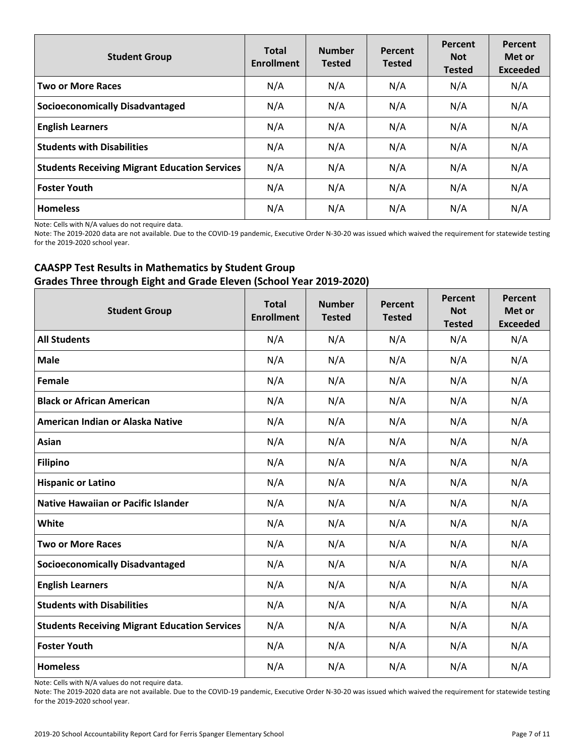| Student Group | Total Enrollment | Number Tested | Percent Tested | Percent Not Tested | Percent Met or Exceeded |
|---|---|---|---|---|---|
| **Two or More Races** | N/A | N/A | N/A | N/A | N/A |
| **Socioeconomically Disadvantaged** | N/A | N/A | N/A | N/A | N/A |
| **English Learners** | N/A | N/A | N/A | N/A | N/A |
| **Students with Disabilities** | N/A | N/A | N/A | N/A | N/A |
| **Students Receiving Migrant Education Services** | N/A | N/A | N/A | N/A | N/A |
| **Foster Youth** | N/A | N/A | N/A | N/A | N/A |
| **Homeless** | N/A | N/A | N/A | N/A | N/A |

Note: Cells with N/A values do not require data.

Note: The 2019-2020 data are not available. Due to the COVID-19 pandemic, Executive Order N-30-20 was issued which waived the requirement for statewide testing for the 2019-2020 school year.

### CAASPP Test Results in Mathematics by Student Group
### Grades Three through Eight and Grade Eleven (School Year 2019-2020)

| Student Group | Total Enrollment | Number Tested | Percent Tested | Percent Not Tested | Percent Met or Exceeded |
|---|---|---|---|---|---|
| **All Students** | N/A | N/A | N/A | N/A | N/A |
| **Male** | N/A | N/A | N/A | N/A | N/A |
| **Female** | N/A | N/A | N/A | N/A | N/A |
| **Black or African American** | N/A | N/A | N/A | N/A | N/A |
| **American Indian or Alaska Native** | N/A | N/A | N/A | N/A | N/A |
| **Asian** | N/A | N/A | N/A | N/A | N/A |
| **Filipino** | N/A | N/A | N/A | N/A | N/A |
| **Hispanic or Latino** | N/A | N/A | N/A | N/A | N/A |
| **Native Hawaiian or Pacific Islander** | N/A | N/A | N/A | N/A | N/A |
| **White** | N/A | N/A | N/A | N/A | N/A |
| **Two or More Races** | N/A | N/A | N/A | N/A | N/A |
| **Socioeconomically Disadvantaged** | N/A | N/A | N/A | N/A | N/A |
| **English Learners** | N/A | N/A | N/A | N/A | N/A |
| **Students with Disabilities** | N/A | N/A | N/A | N/A | N/A |
| **Students Receiving Migrant Education Services** | N/A | N/A | N/A | N/A | N/A |
| **Foster Youth** | N/A | N/A | N/A | N/A | N/A |
| **Homeless** | N/A | N/A | N/A | N/A | N/A |

Note: Cells with N/A values do not require data.

Note: The 2019-2020 data are not available. Due to the COVID-19 pandemic, Executive Order N-30-20 was issued which waived the requirement for statewide testing for the 2019-2020 school year.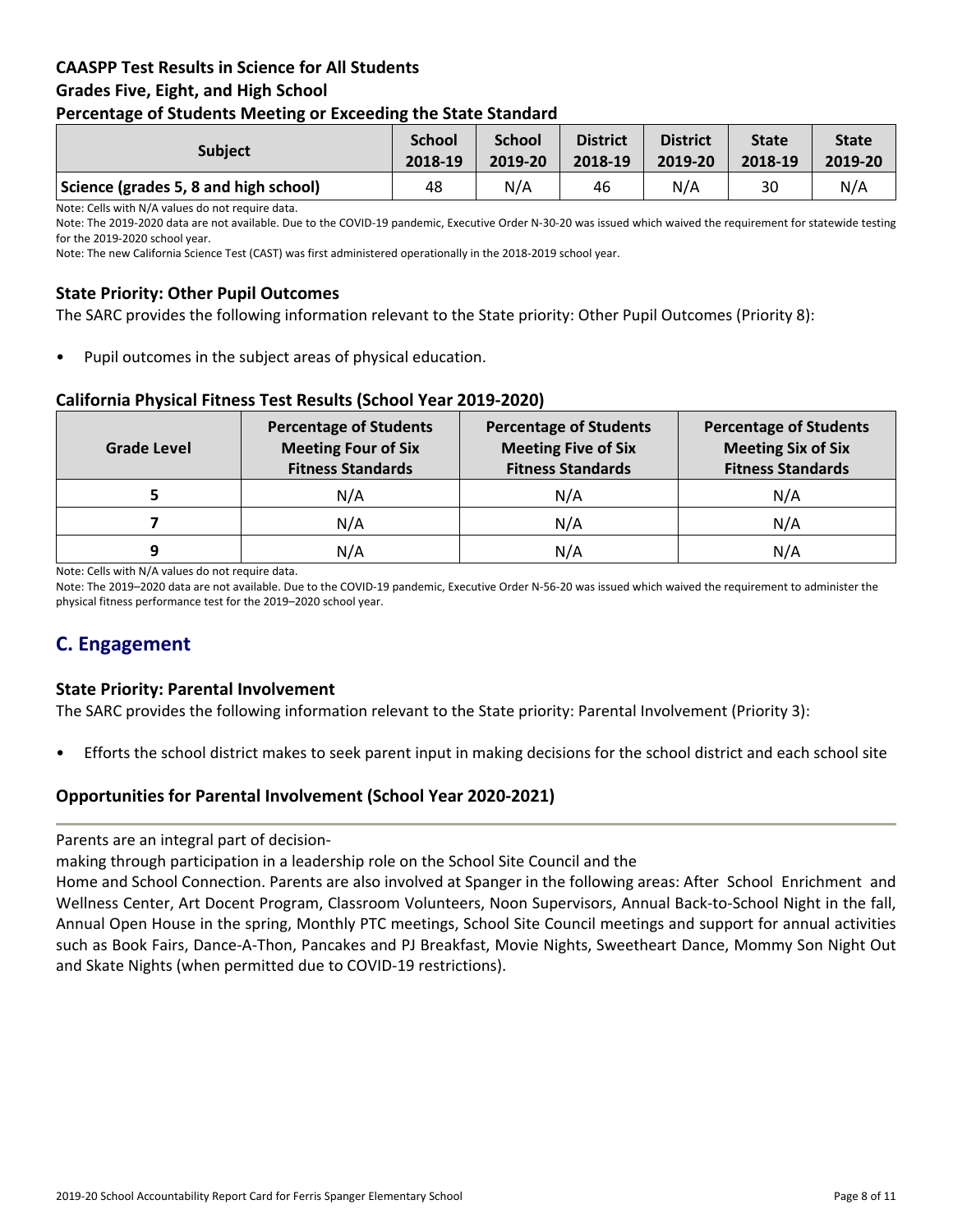### CAASPP Test Results in Science for All Students
### Grades Five, Eight, and High School
### Percentage of Students Meeting or Exceeding the State Standard

| Subject | School 2018-19 | School 2019-20 | District 2018-19 | District 2019-20 | State 2018-19 | State 2019-20 |
|---|---|---|---|---|---|---|
| Science (grades 5, 8 and high school) | 48 | N/A | 46 | N/A | 30 | N/A |

Note: Cells with N/A values do not require data.

Note: The 2019-2020 data are not available. Due to the COVID-19 pandemic, Executive Order N-30-20 was issued which waived the requirement for statewide testing for the 2019-2020 school year.

Note: The new California Science Test (CAST) was first administered operationally in the 2018-2019 school year.

### State Priority: Other Pupil Outcomes

The SARC provides the following information relevant to the State priority: Other Pupil Outcomes (Priority 8):

- Pupil outcomes in the subject areas of physical education.

### California Physical Fitness Test Results (School Year 2019-2020)

| Grade Level | Percentage of Students Meeting Four of Six Fitness Standards | Percentage of Students Meeting Five of Six Fitness Standards | Percentage of Students Meeting Six of Six Fitness Standards |
|---|---|---|---|
| 5 | N/A | N/A | N/A |
| 7 | N/A | N/A | N/A |
| 9 | N/A | N/A | N/A |

Note: Cells with N/A values do not require data.

Note: The 2019–2020 data are not available. Due to the COVID-19 pandemic, Executive Order N-56-20 was issued which waived the requirement to administer the physical fitness performance test for the 2019–2020 school year.

## C. Engagement

### State Priority: Parental Involvement

The SARC provides the following information relevant to the State priority: Parental Involvement (Priority 3):

- Efforts the school district makes to seek parent input in making decisions for the school district and each school site

### Opportunities for Parental Involvement (School Year 2020-2021)

Parents are an integral part of decision-making through participation in a leadership role on the School Site Council and the Home and School Connection. Parents are also involved at Spanger in the following areas: After School Enrichment and Wellness Center, Art Docent Program, Classroom Volunteers, Noon Supervisors, Annual Back-to-School Night in the fall, Annual Open House in the spring, Monthly PTC meetings, School Site Council meetings and support for annual activities such as Book Fairs, Dance-A-Thon, Pancakes and PJ Breakfast, Movie Nights, Sweetheart Dance, Mommy Son Night Out and Skate Nights (when permitted due to COVID-19 restrictions).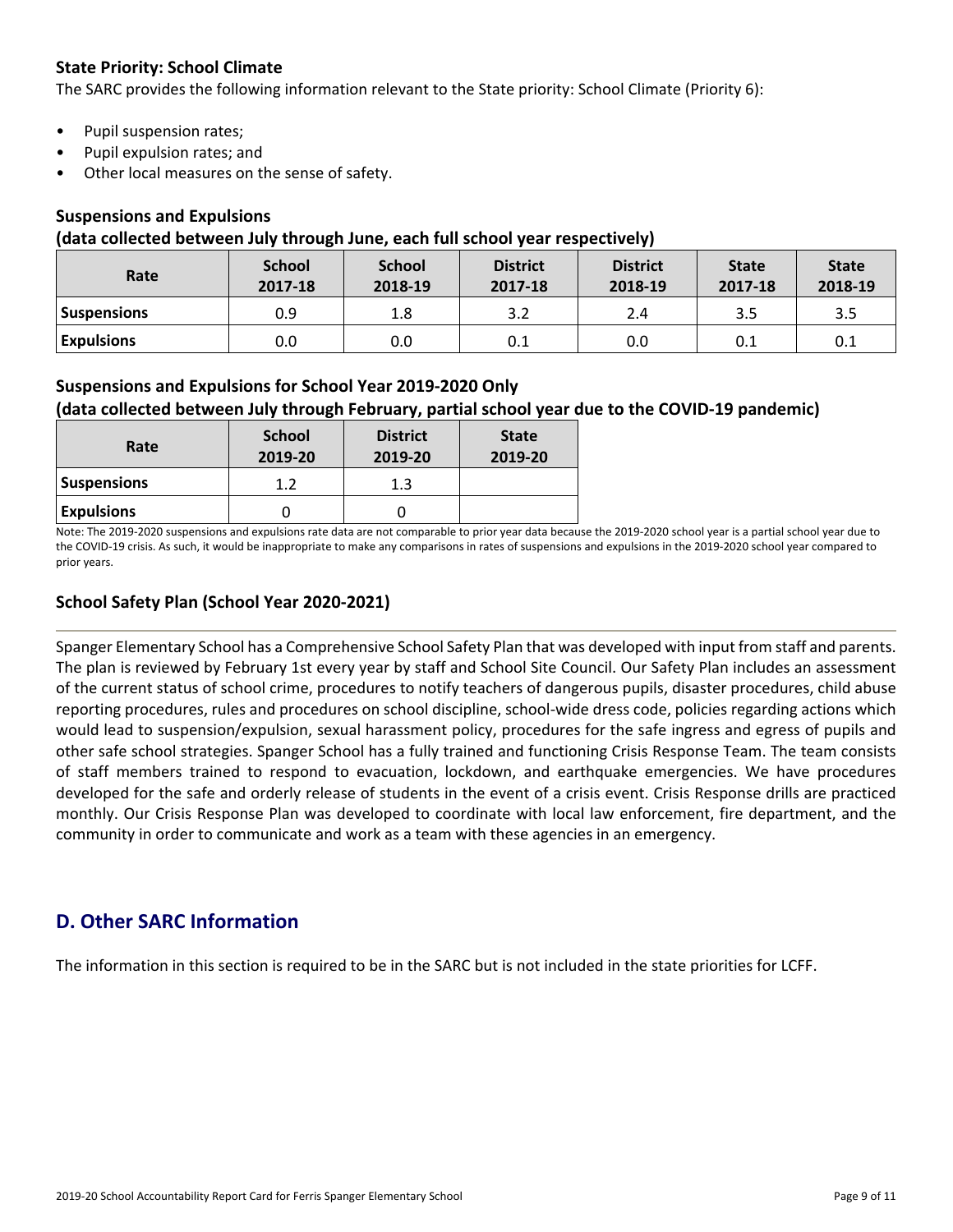### State Priority: School Climate

The SARC provides the following information relevant to the State priority: School Climate (Priority 6):

- Pupil suspension rates;
- Pupil expulsion rates; and
- Other local measures on the sense of safety.

#### Suspensions and Expulsions
**(data collected between July through June, each full school year respectively)**

| Rate | School 2017-18 | School 2018-19 | District 2017-18 | District 2018-19 | State 2017-18 | State 2018-19 |
|---|---|---|---|---|---|---|
| **Suspensions** | 0.9 | 1.8 | 3.2 | 2.4 | 3.5 | 3.5 |
| **Expulsions** | 0.0 | 0.0 | 0.1 | 0.0 | 0.1 | 0.1 |

#### Suspensions and Expulsions for School Year 2019-2020 Only
**(data collected between July through February, partial school year due to the COVID-19 pandemic)**

| Rate | School 2019-20 | District 2019-20 | State 2019-20 |
|---|---|---|---|
| **Suspensions** | 1.2 | 1.3 | |
| **Expulsions** | 0 | 0 | |

Note: The 2019-2020 suspensions and expulsions rate data are not comparable to prior year data because the 2019-2020 school year is a partial school year due to the COVID-19 crisis. As such, it would be inappropriate to make any comparisons in rates of suspensions and expulsions in the 2019-2020 school year compared to prior years.

### School Safety Plan (School Year 2020-2021)

Spanger Elementary School has a Comprehensive School Safety Plan that was developed with input from staff and parents. The plan is reviewed by February 1st every year by staff and School Site Council. Our Safety Plan includes an assessment of the current status of school crime, procedures to notify teachers of dangerous pupils, disaster procedures, child abuse reporting procedures, rules and procedures on school discipline, school-wide dress code, policies regarding actions which would lead to suspension/expulsion, sexual harassment policy, procedures for the safe ingress and egress of pupils and other safe school strategies. Spanger School has a fully trained and functioning Crisis Response Team. The team consists of staff members trained to respond to evacuation, lockdown, and earthquake emergencies. We have procedures developed for the safe and orderly release of students in the event of a crisis event. Crisis Response drills are practiced monthly. Our Crisis Response Plan was developed to coordinate with local law enforcement, fire department, and the community in order to communicate and work as a team with these agencies in an emergency.

## D. Other SARC Information

The information in this section is required to be in the SARC but is not included in the state priorities for LCFF.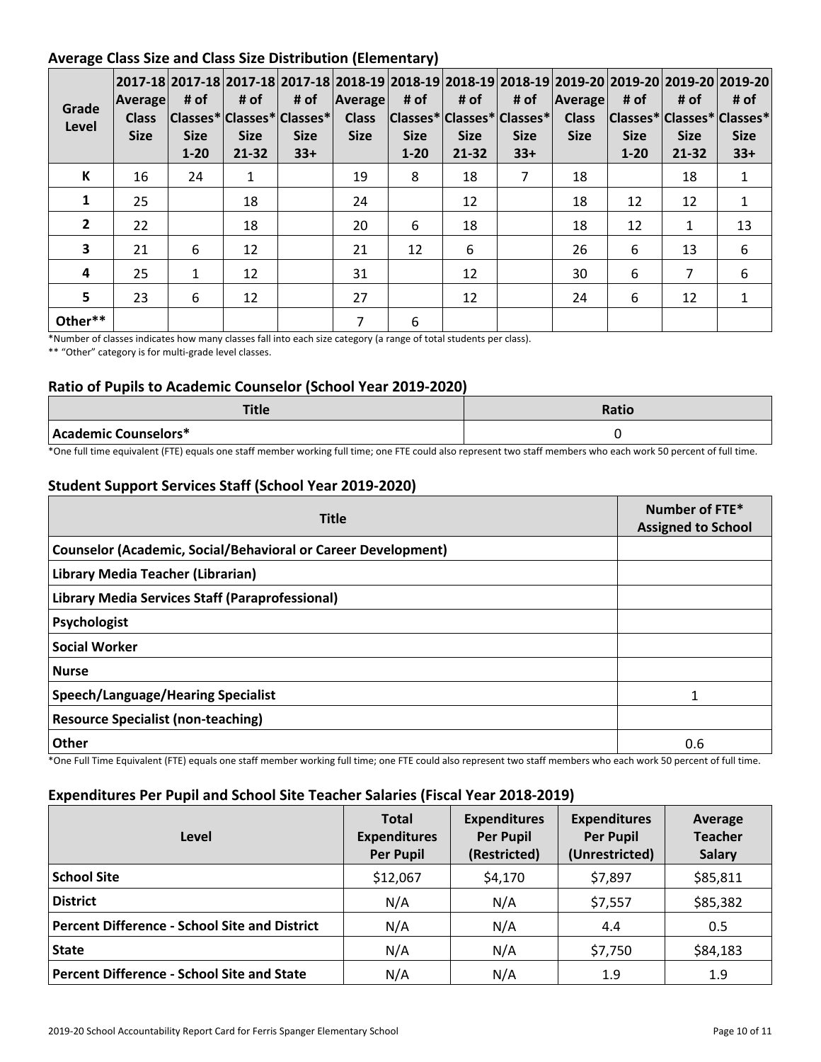## Average Class Size and Class Size Distribution (Elementary)

| Grade Level | 2017-18 Average Class Size | 2017-18 # of Classes* Size 1-20 | 2017-18 # of Classes* Size 21-32 | 2017-18 # of Classes* Size 33+ | 2018-19 Average Class Size | 2018-19 # of Classes* Size 1-20 | 2018-19 # of Classes* Size 21-32 | 2018-19 # of Classes* Size 33+ | 2019-20 Average Class Size | 2019-20 # of Classes* Size 1-20 | 2019-20 # of Classes* Size 21-32 | 2019-20 # of Classes* Size 33+ |
|---|---|---|---|---|---|---|---|---|---|---|---|---|
| K | 16 | 24 | 1 | | 19 | 8 | 18 | 7 | 18 | | 18 | 1 |
| 1 | 25 | | 18 | | 24 | | 12 | | 18 | 12 | 12 | 1 |
| 2 | 22 | | 18 | | 20 | 6 | 18 | | 18 | 12 | 1 | 13 |
| 3 | 21 | 6 | 12 | | 21 | 12 | 6 | | 26 | 6 | 13 | 6 |
| 4 | 25 | 1 | 12 | | 31 | | 12 | | 30 | 6 | 7 | 6 |
| 5 | 23 | 6 | 12 | | 27 | | 12 | | 24 | 6 | 12 | 1 |
| Other** | | | | | 7 | 6 | | | | | | |

*Number of classes indicates how many classes fall into each size category (a range of total students per class).

** "Other" category is for multi-grade level classes.

## Ratio of Pupils to Academic Counselor (School Year 2019-2020)

| Title | Ratio |
|---|---|
| Academic Counselors* | 0 |

*One full time equivalent (FTE) equals one staff member working full time; one FTE could also represent two staff members who each work 50 percent of full time.

## Student Support Services Staff (School Year 2019-2020)

| Title | Number of FTE* Assigned to School |
|---|---|
| Counselor (Academic, Social/Behavioral or Career Development) | |
| Library Media Teacher (Librarian) | |
| Library Media Services Staff (Paraprofessional) | |
| Psychologist | |
| Social Worker | |
| Nurse | |
| Speech/Language/Hearing Specialist | 1 |
| Resource Specialist (non-teaching) | |
| Other | 0.6 |

*One Full Time Equivalent (FTE) equals one staff member working full time; one FTE could also represent two staff members who each work 50 percent of full time.

## Expenditures Per Pupil and School Site Teacher Salaries (Fiscal Year 2018-2019)

| Level | Total Expenditures Per Pupil | Expenditures Per Pupil (Restricted) | Expenditures Per Pupil (Unrestricted) | Average Teacher Salary |
|---|---|---|---|---|
| School Site | $12,067 | $4,170 | $7,897 | $85,811 |
| District | N/A | N/A | $7,557 | $85,382 |
| Percent Difference - School Site and District | N/A | N/A | 4.4 | 0.5 |
| State | N/A | N/A | $7,750 | $84,183 |
| Percent Difference - School Site and State | N/A | N/A | 1.9 | 1.9 |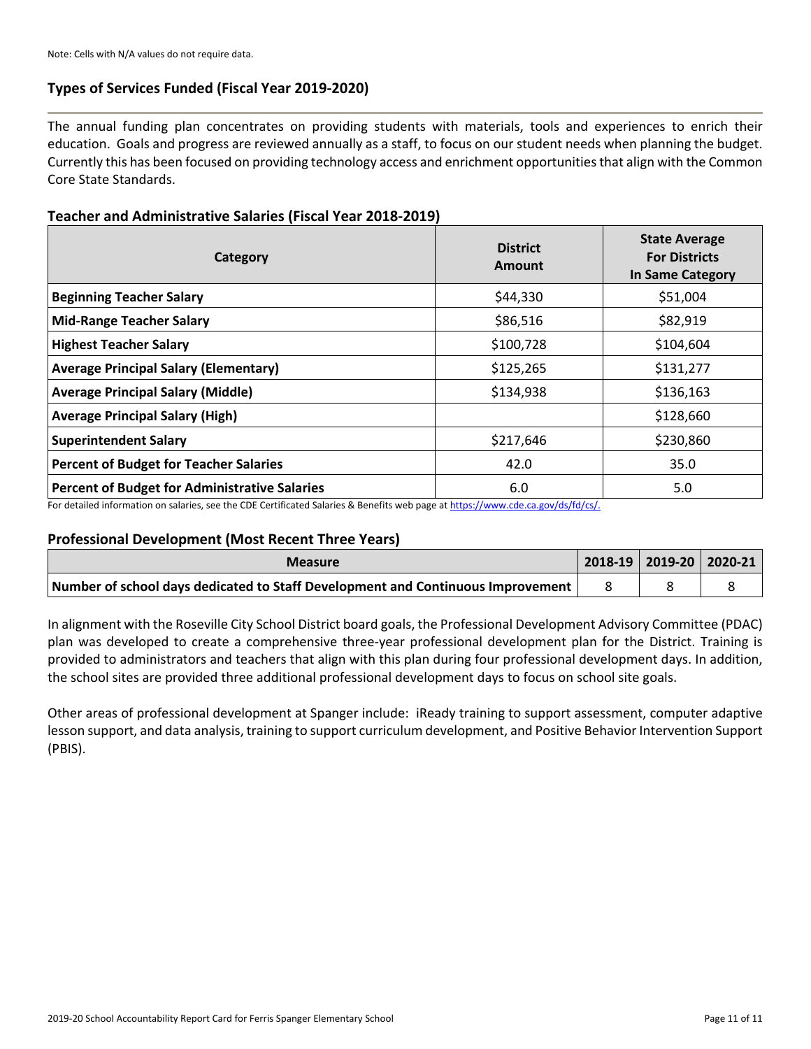Note: Cells with N/A values do not require data.

## Types of Services Funded (Fiscal Year 2019-2020)

The annual funding plan concentrates on providing students with materials, tools and experiences to enrich their education. Goals and progress are reviewed annually as a staff, to focus on our student needs when planning the budget. Currently this has been focused on providing technology access and enrichment opportunities that align with the Common Core State Standards.

## Teacher and Administrative Salaries (Fiscal Year 2018-2019)

| Category | District Amount | State Average For Districts In Same Category |
|---|---|---|
| **Beginning Teacher Salary** | $44,330 | $51,004 |
| **Mid-Range Teacher Salary** | $86,516 | $82,919 |
| **Highest Teacher Salary** | $100,728 | $104,604 |
| **Average Principal Salary (Elementary)** | $125,265 | $131,277 |
| **Average Principal Salary (Middle)** | $134,938 | $136,163 |
| **Average Principal Salary (High)** | | $128,660 |
| **Superintendent Salary** | $217,646 | $230,860 |
| **Percent of Budget for Teacher Salaries** | 42.0 | 35.0 |
| **Percent of Budget for Administrative Salaries** | 6.0 | 5.0 |

For detailed information on salaries, see the CDE Certificated Salaries & Benefits web page at https://www.cde.ca.gov/ds/fd/cs/.

## Professional Development (Most Recent Three Years)

| Measure | 2018-19 | 2019-20 | 2020-21 |
|---|---|---|---|
| **Number of school days dedicated to Staff Development and Continuous Improvement** | 8 | 8 | 8 |

In alignment with the Roseville City School District board goals, the Professional Development Advisory Committee (PDAC) plan was developed to create a comprehensive three-year professional development plan for the District. Training is provided to administrators and teachers that align with this plan during four professional development days. In addition, the school sites are provided three additional professional development days to focus on school site goals.

Other areas of professional development at Spanger include: iReady training to support assessment, computer adaptive lesson support, and data analysis, training to support curriculum development, and Positive Behavior Intervention Support (PBIS).